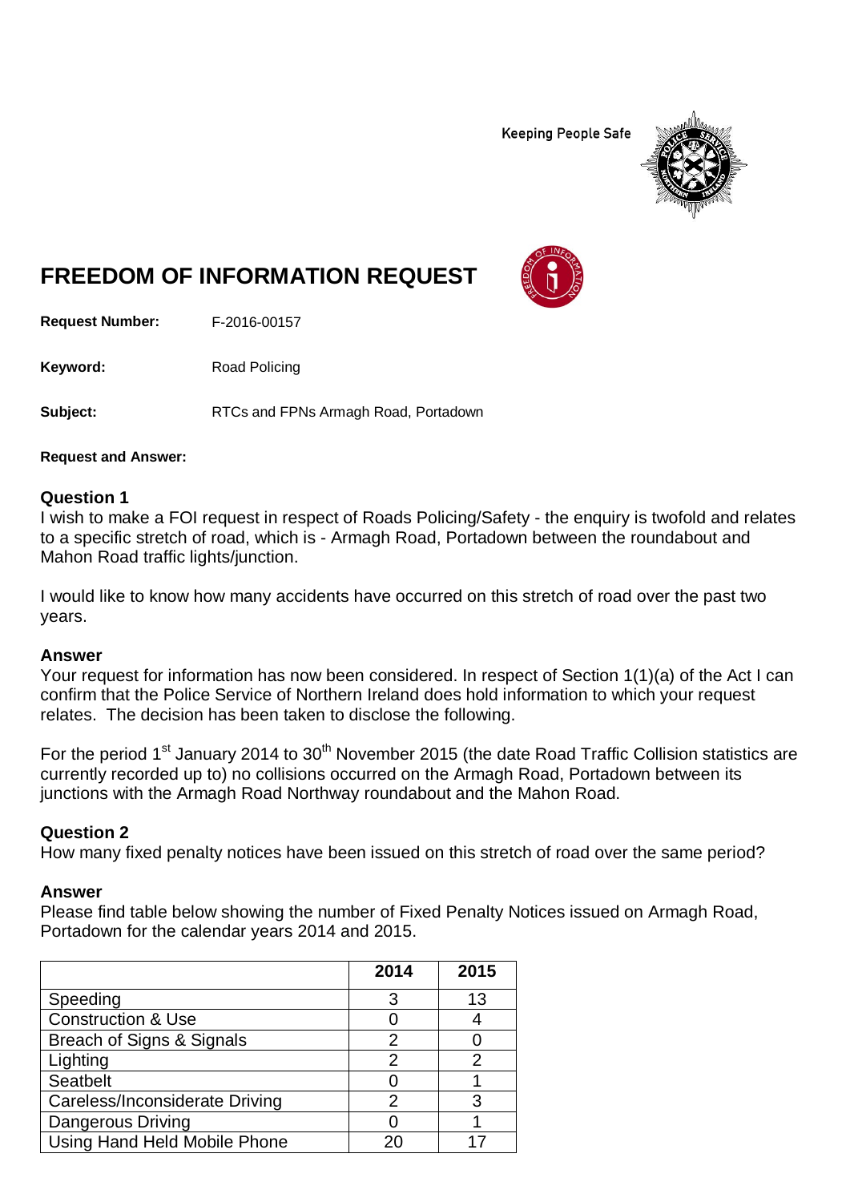Keeping People Safe

# FREEDOM OF INFORMATION REQUEST

**Request Number:** F-2016-00157

**Keyword:** Road Policing

**Subject:** RTCs and FPNs Armagh Road, Portadown

**Request and Answer:**

### Question 1

I wish to make a FOI request in respect of Roads Policing/Safety - the enquiry is twofold and relates to a specific stretch of road, which is - Armagh Road, Portadown between the roundabout and Mahon Road traffic lights/junction.

I would like to know how many accidents have occurred on this stretch of road over the past two years.

### Answer

Your request for information has now been considered. In respect of Section 1(1)(a) of the Act I can confirm that the Police Service of Northern Ireland does hold information to which your request relates. The decision has been taken to disclose the following.

For the period 1st January 2014 to 30th November 2015 (the date Road Traffic Collision statistics are currently recorded up to) no collisions occurred on the Armagh Road, Portadown between its junctions with the Armagh Road Northway roundabout and the Mahon Road.

### Question 2

How many fixed penalty notices have been issued on this stretch of road over the same period?

### Answer

Please find table below showing the number of Fixed Penalty Notices issued on Armagh Road, Portadown for the calendar years 2014 and 2015.

| | 2014 | 2015 |
|---|---|---|
| Speeding | 3 | 13 |
| Construction & Use | 0 | 4 |
| Breach of Signs & Signals | 2 | 0 |
| Lighting | 2 | 2 |
| Seatbelt | 0 | 1 |
| Careless/Inconsiderate Driving | 2 | 3 |
| Dangerous Driving | 0 | 1 |
| Using Hand Held Mobile Phone | 20 | 17 |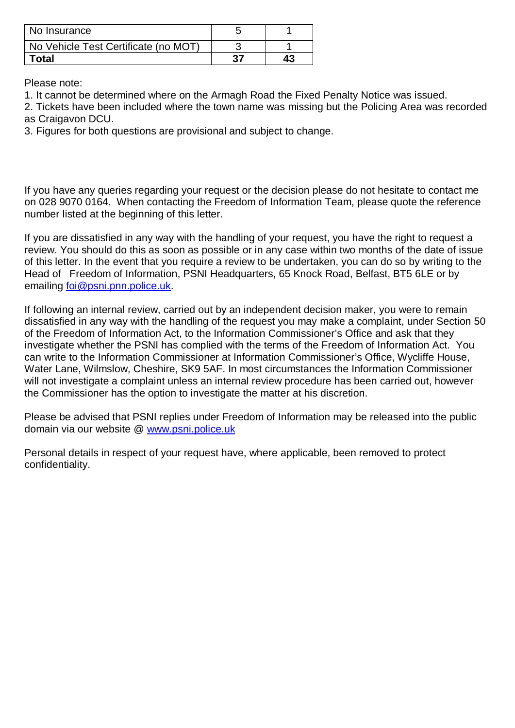| | | |
|---|---|---|
| No Insurance | 5 | 1 |
| No Vehicle Test Certificate (no MOT) | 3 | 1 |
| **Total** | **37** | **43** |

Please note:

1. It cannot be determined where on the Armagh Road the Fixed Penalty Notice was issued.
2. Tickets have been included where the town name was missing but the Policing Area was recorded as Craigavon DCU.
3. Figures for both questions are provisional and subject to change.

If you have any queries regarding your request or the decision please do not hesitate to contact me on 028 9070 0164. When contacting the Freedom of Information Team, please quote the reference number listed at the beginning of this letter.

If you are dissatisfied in any way with the handling of your request, you have the right to request a review. You should do this as soon as possible or in any case within two months of the date of issue of this letter. In the event that you require a review to be undertaken, you can do so by writing to the Head of Freedom of Information, PSNI Headquarters, 65 Knock Road, Belfast, BT5 6LE or by emailing [foi@psni.pnn.police.uk](mailto:foi@psni.pnn.police.uk).

If following an internal review, carried out by an independent decision maker, you were to remain dissatisfied in any way with the handling of the request you may make a complaint, under Section 50 of the Freedom of Information Act, to the Information Commissioner's Office and ask that they investigate whether the PSNI has complied with the terms of the Freedom of Information Act. You can write to the Information Commissioner at Information Commissioner's Office, Wycliffe House, Water Lane, Wilmslow, Cheshire, SK9 5AF. In most circumstances the Information Commissioner will not investigate a complaint unless an internal review procedure has been carried out, however the Commissioner has the option to investigate the matter at his discretion.

Please be advised that PSNI replies under Freedom of Information may be released into the public domain via our website @ [www.psni.police.uk](http://www.psni.police.uk)

Personal details in respect of your request have, where applicable, been removed to protect confidentiality.